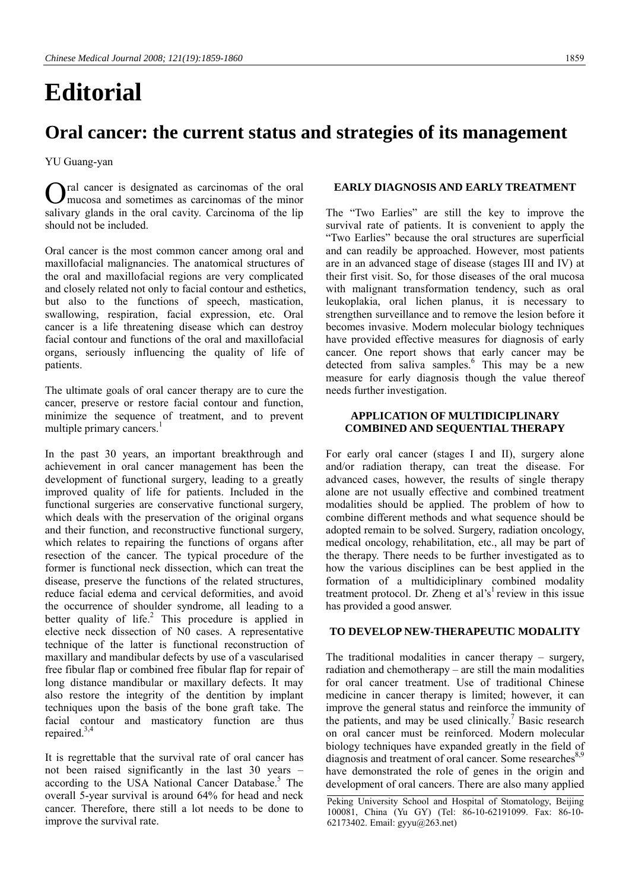# Editorial

## Oral cancer: the current status and strategies of its management

YU Guang-yan

Oral cancer is designated as carcinomas of the oral mucosa and sometimes as carcinomas of the minor salivary glands in the oral cavity. Carcinoma of the lip should not be included.

Oral cancer is the most common cancer among oral and maxillofacial malignancies. The anatomical structures of the oral and maxillofacial regions are very complicated and closely related not only to facial contour and esthetics, but also to the functions of speech, mastication, swallowing, respiration, facial expression, etc. Oral cancer is a life threatening disease which can destroy facial contour and functions of the oral and maxillofacial organs, seriously influencing the quality of life of patients.

The ultimate goals of oral cancer therapy are to cure the cancer, preserve or restore facial contour and function, minimize the sequence of treatment, and to prevent multiple primary cancers.[1]

In the past 30 years, an important breakthrough and achievement in oral cancer management has been the development of functional surgery, leading to a greatly improved quality of life for patients. Included in the functional surgeries are conservative functional surgery, which deals with the preservation of the original organs and their function, and reconstructive functional surgery, which relates to repairing the functions of organs after resection of the cancer. The typical procedure of the former is functional neck dissection, which can treat the disease, preserve the functions of the related structures, reduce facial edema and cervical deformities, and avoid the occurrence of shoulder syndrome, all leading to a better quality of life.[2] This procedure is applied in elective neck dissection of N0 cases. A representative technique of the latter is functional reconstruction of maxillary and mandibular defects by use of a vascularised free fibular flap or combined free fibular flap for repair of long distance mandibular or maxillary defects. It may also restore the integrity of the dentition by implant techniques upon the basis of the bone graft take. The facial contour and masticatory function are thus repaired.[3,4]

It is regrettable that the survival rate of oral cancer has not been raised significantly in the last 30 years – according to the USA National Cancer Database.[5] The overall 5-year survival is around 64% for head and neck cancer. Therefore, there still a lot needs to be done to improve the survival rate.

### EARLY DIAGNOSIS AND EARLY TREATMENT

The "Two Earlies" are still the key to improve the survival rate of patients. It is convenient to apply the "Two Earlies" because the oral structures are superficial and can readily be approached. However, most patients are in an advanced stage of disease (stages III and IV) at their first visit. So, for those diseases of the oral mucosa with malignant transformation tendency, such as oral leukoplakia, oral lichen planus, it is necessary to strengthen surveillance and to remove the lesion before it becomes invasive. Modern molecular biology techniques have provided effective measures for diagnosis of early cancer. One report shows that early cancer may be detected from saliva samples.[6] This may be a new measure for early diagnosis though the value thereof needs further investigation.

### APPLICATION OF MULTIDICIPLINARY COMBINED AND SEQUENTIAL THERAPY

For early oral cancer (stages I and II), surgery alone and/or radiation therapy, can treat the disease. For advanced cases, however, the results of single therapy alone are not usually effective and combined treatment modalities should be applied. The problem of how to combine different methods and what sequence should be adopted remain to be solved. Surgery, radiation oncology, medical oncology, rehabilitation, etc., all may be part of the therapy. There needs to be further investigated as to how the various disciplines can be best applied in the formation of a multidiciplinary combined modality treatment protocol. Dr. Zheng et al's[1] review in this issue has provided a good answer.

### TO DEVELOP NEW-THERAPEUTIC MODALITY

The traditional modalities in cancer therapy – surgery, radiation and chemotherapy – are still the main modalities for oral cancer treatment. Use of traditional Chinese medicine in cancer therapy is limited; however, it can improve the general status and reinforce the immunity of the patients, and may be used clinically.[7] Basic research on oral cancer must be reinforced. Modern molecular biology techniques have expanded greatly in the field of diagnosis and treatment of oral cancer. Some researches[8,9] have demonstrated the role of genes in the origin and development of oral cancers. There are also many applied

Peking University School and Hospital of Stomatology, Beijing 100081, China (Yu GY) (Tel: 86-10-62191099. Fax: 86-10-62173402. Email: gyyu@263.net)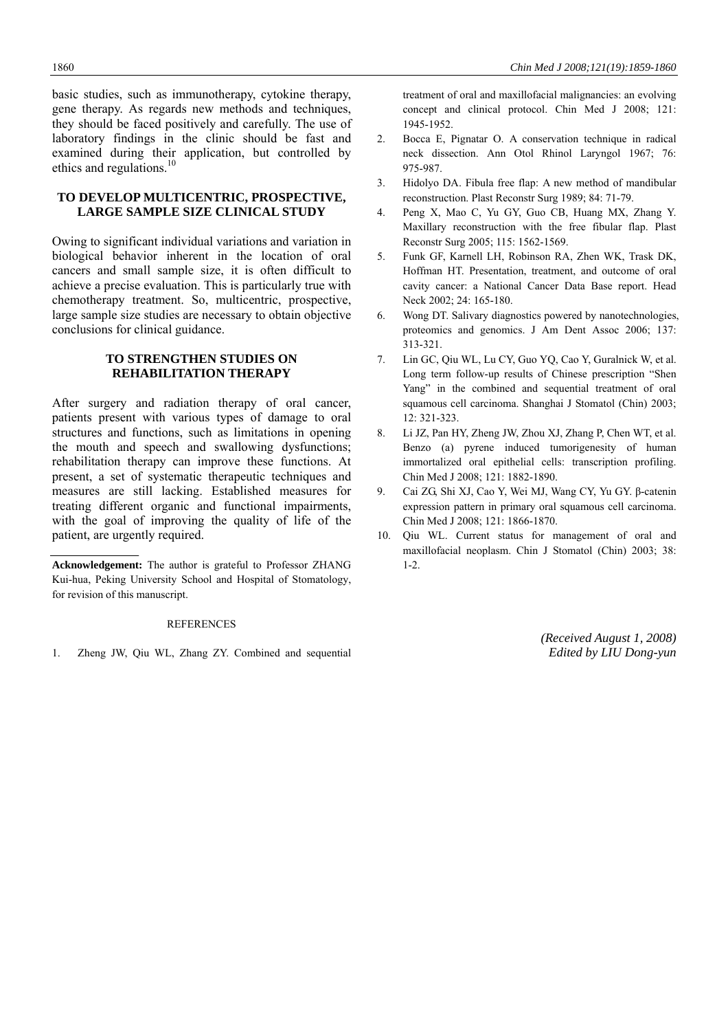basic studies, such as immunotherapy, cytokine therapy, gene therapy. As regards new methods and techniques, they should be faced positively and carefully. The use of laboratory findings in the clinic should be fast and examined during their application, but controlled by ethics and regulations.[10]

## TO DEVELOP MULTICENTRIC, PROSPECTIVE, LARGE SAMPLE SIZE CLINICAL STUDY

Owing to significant individual variations and variation in biological behavior inherent in the location of oral cancers and small sample size, it is often difficult to achieve a precise evaluation. This is particularly true with chemotherapy treatment. So, multicentric, prospective, large sample size studies are necessary to obtain objective conclusions for clinical guidance.

## TO STRENGTHEN STUDIES ON REHABILITATION THERAPY

After surgery and radiation therapy of oral cancer, patients present with various types of damage to oral structures and functions, such as limitations in opening the mouth and speech and swallowing dysfunctions; rehabilitation therapy can improve these functions. At present, a set of systematic therapeutic techniques and measures are still lacking. Established measures for treating different organic and functional impairments, with the goal of improving the quality of life of the patient, are urgently required.

**Acknowledgement:** The author is grateful to Professor ZHANG Kui-hua, Peking University School and Hospital of Stomatology, for revision of this manuscript.

## REFERENCES

1. Zheng JW, Qiu WL, Zhang ZY. Combined and sequential treatment of oral and maxillofacial malignancies: an evolving concept and clinical protocol. Chin Med J 2008; 121: 1945-1952.
2. Bocca E, Pignatar O. A conservation technique in radical neck dissection. Ann Otol Rhinol Laryngol 1967; 76: 975-987.
3. Hidolyo DA. Fibula free flap: A new method of mandibular reconstruction. Plast Reconstr Surg 1989; 84: 71-79.
4. Peng X, Mao C, Yu GY, Guo CB, Huang MX, Zhang Y. Maxillary reconstruction with the free fibular flap. Plast Reconstr Surg 2005; 115: 1562-1569.
5. Funk GF, Karnell LH, Robinson RA, Zhen WK, Trask DK, Hoffman HT. Presentation, treatment, and outcome of oral cavity cancer: a National Cancer Data Base report. Head Neck 2002; 24: 165-180.
6. Wong DT. Salivary diagnostics powered by nanotechnologies, proteomics and genomics. J Am Dent Assoc 2006; 137: 313-321.
7. Lin GC, Qiu WL, Lu CY, Guo YQ, Cao Y, Guralnick W, et al. Long term follow-up results of Chinese prescription "Shen Yang" in the combined and sequential treatment of oral squamous cell carcinoma. Shanghai J Stomatol (Chin) 2003; 12: 321-323.
8. Li JZ, Pan HY, Zheng JW, Zhou XJ, Zhang P, Chen WT, et al. Benzo (a) pyrene induced tumorigenesity of human immortalized oral epithelial cells: transcription profiling. Chin Med J 2008; 121: 1882-1890.
9. Cai ZG, Shi XJ, Cao Y, Wei MJ, Wang CY, Yu GY. β-catenin expression pattern in primary oral squamous cell carcinoma. Chin Med J 2008; 121: 1866-1870.
10. Qiu WL. Current status for management of oral and maxillofacial neoplasm. Chin J Stomatol (Chin) 2003; 38: 1-2.

*(Received August 1, 2008)*
*Edited by LIU Dong-yun*